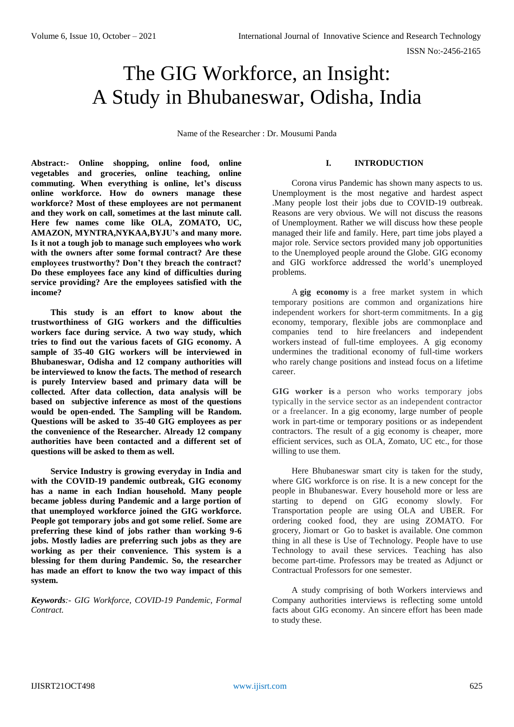# The GIG Workforce, an Insight: A Study in Bhubaneswar, Odisha, India

Name of the Researcher : Dr. Mousumi Panda

**Abstract:- Online shopping, online food, online vegetables and groceries, online teaching, online commuting. When everything is online, let's discuss online workforce. How do owners manage these workforce? Most of these employees are not permanent and they work on call, sometimes at the last minute call. Here few names come like OLA, ZOMATO, UC, AMAZON, MYNTRA,NYKAA,BYJU's and many more. Is it not a tough job to manage such employees who work with the owners after some formal contract? Are these employees trustworthy? Don't they breach the contract? Do these employees face any kind of difficulties during service providing? Are the employees satisfied with the income?**

**This study is an effort to know about the trustworthiness of GIG workers and the difficulties workers face during service. A two way study, which tries to find out the various facets of GIG economy. A sample of 35-40 GIG workers will be interviewed in Bhubaneswar, Odisha and 12 company authorities will be interviewed to know the facts. The method of research is purely Interview based and primary data will be collected. After data collection, data analysis will be based on subjective inference as most of the questions would be open-ended. The Sampling will be Random. Questions will be asked to 35-40 GIG employees as per the convenience of the Researcher. Already 12 company authorities have been contacted and a different set of questions will be asked to them as well.**

**Service Industry is growing everyday in India and with the COVID-19 pandemic outbreak, GIG economy has a name in each Indian household. Many people became jobless during Pandemic and a large portion of that unemployed workforce joined the GIG workforce. People got temporary jobs and got some relief. Some are preferring these kind of jobs rather than working 9-6 jobs. Mostly ladies are preferring such jobs as they are working as per their convenience. This system is a blessing for them during Pandemic. So, the researcher has made an effort to know the two way impact of this system.**

***Keywords**:- GIG Workforce, COVID-19 Pandemic, Formal Contract.*

## I. INTRODUCTION

Corona virus Pandemic has shown many aspects to us. Unemployment is the most negative and hardest aspect .Many people lost their jobs due to COVID-19 outbreak. Reasons are very obvious. We will not discuss the reasons of Unemployment. Rather we will discuss how these people managed their life and family. Here, part time jobs played a major role. Service sectors provided many job opportunities to the Unemployed people around the Globe. GIG economy and GIG workforce addressed the world's unemployed problems.

A **gig economy** is a free market system in which temporary positions are common and organizations hire independent workers for short-term commitments. In a gig economy, temporary, flexible jobs are commonplace and companies tend to hire freelancers and independent workers instead of full-time employees. A gig economy undermines the traditional economy of full-time workers who rarely change positions and instead focus on a lifetime career.

**GIG worker is** a person who works temporary jobs typically in the service sector as an independent contractor or a freelancer. In a gig economy, large number of people work in part-time or temporary positions or as independent contractors. The result of a gig economy is cheaper, more efficient services, such as OLA, Zomato, UC etc., for those willing to use them.

Here Bhubaneswar smart city is taken for the study, where GIG workforce is on rise. It is a new concept for the people in Bhubaneswar. Every household more or less are starting to depend on GIG economy slowly. For Transportation people are using OLA and UBER. For ordering cooked food, they are using ZOMATO. For grocery, Jiomart or Go to basket is available. One common thing in all these is Use of Technology. People have to use Technology to avail these services. Teaching has also become part-time. Professors may be treated as Adjunct or Contractual Professors for one semester.

A study comprising of both Workers interviews and Company authorities interviews is reflecting some untold facts about GIG economy. An sincere effort has been made to study these.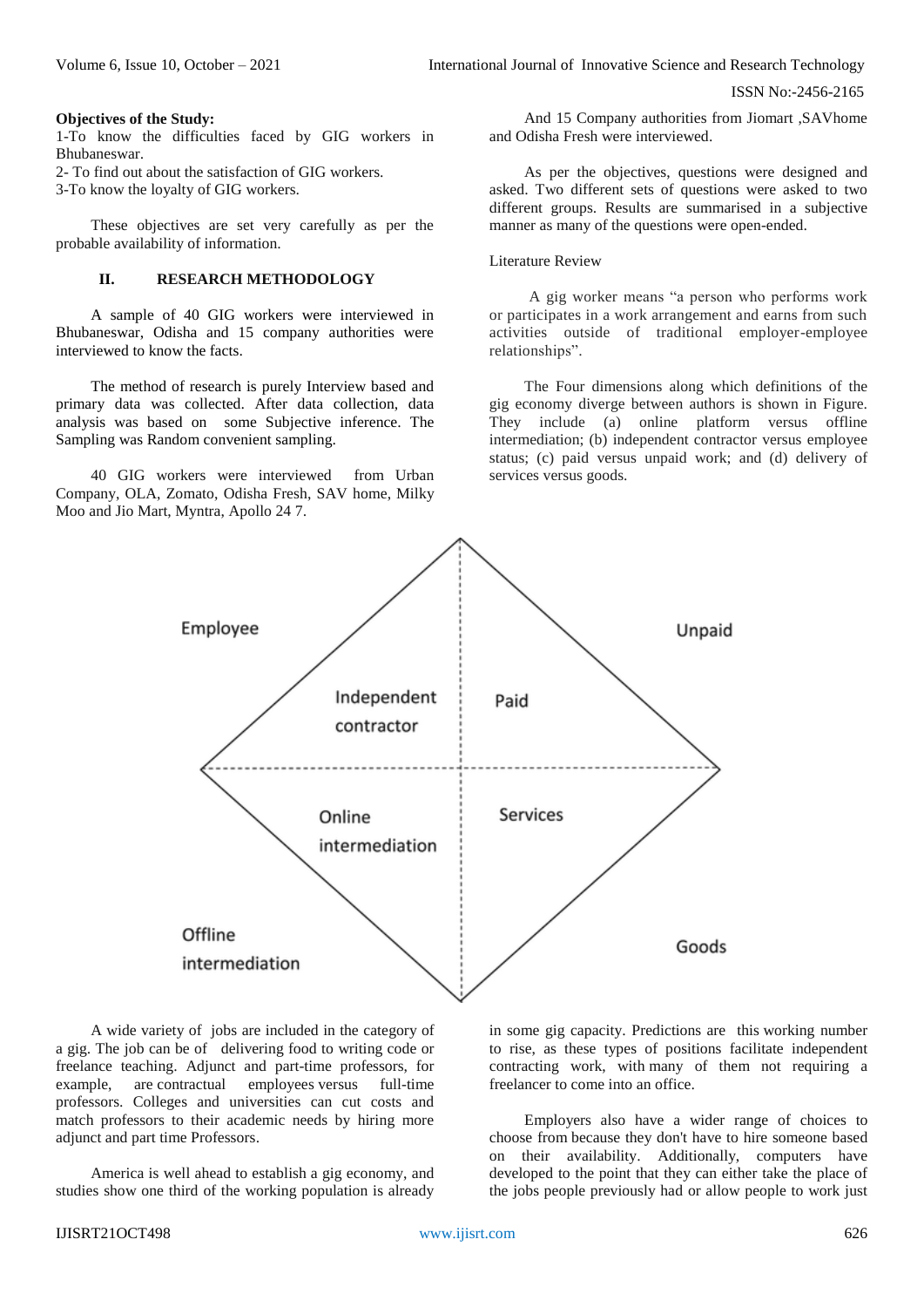**Objectives of the Study:**

1-To know the difficulties faced by GIG workers in Bhubaneswar.

2- To find out about the satisfaction of GIG workers.

3-To know the loyalty of GIG workers.

These objectives are set very carefully as per the probable availability of information.

## II. RESEARCH METHODOLOGY

A sample of 40 GIG workers were interviewed in Bhubaneswar, Odisha and 15 company authorities were interviewed to know the facts.

The method of research is purely Interview based and primary data was collected. After data collection, data analysis was based on some Subjective inference. The Sampling was Random convenient sampling.

40 GIG workers were interviewed from Urban Company, OLA, Zomato, Odisha Fresh, SAV home, Milky Moo and Jio Mart, Myntra, Apollo 24 7.

And 15 Company authorities from Jiomart ,SAVhome and Odisha Fresh were interviewed.

As per the objectives, questions were designed and asked. Two different sets of questions were asked to two different groups. Results are summarised in a subjective manner as many of the questions were open-ended.

Literature Review

A gig worker means "a person who performs work or participates in a work arrangement and earns from such activities outside of traditional employer-employee relationships".

The Four dimensions along which definitions of the gig economy diverge between authors is shown in Figure. They include (a) online platform versus offline intermediation; (b) independent contractor versus employee status; (c) paid versus unpaid work; and (d) delivery of services versus goods.

Employee | Independent contractor | Paid | Unpaid | Online intermediation | Services | Offline intermediation | Goods

A wide variety of jobs are included in the category of a gig. The job can be of delivering food to writing code or freelance teaching. Adjunct and part-time professors, for example, are contractual employees versus full-time professors. Colleges and universities can cut costs and match professors to their academic needs by hiring more adjunct and part time Professors.

America is well ahead to establish a gig economy, and studies show one third of the working population is already in some gig capacity. Predictions are this working number to rise, as these types of positions facilitate independent contracting work, with many of them not requiring a freelancer to come into an office.

Employers also have a wider range of choices to choose from because they don't have to hire someone based on their availability. Additionally, computers have developed to the point that they can either take the place of the jobs people previously had or allow people to work just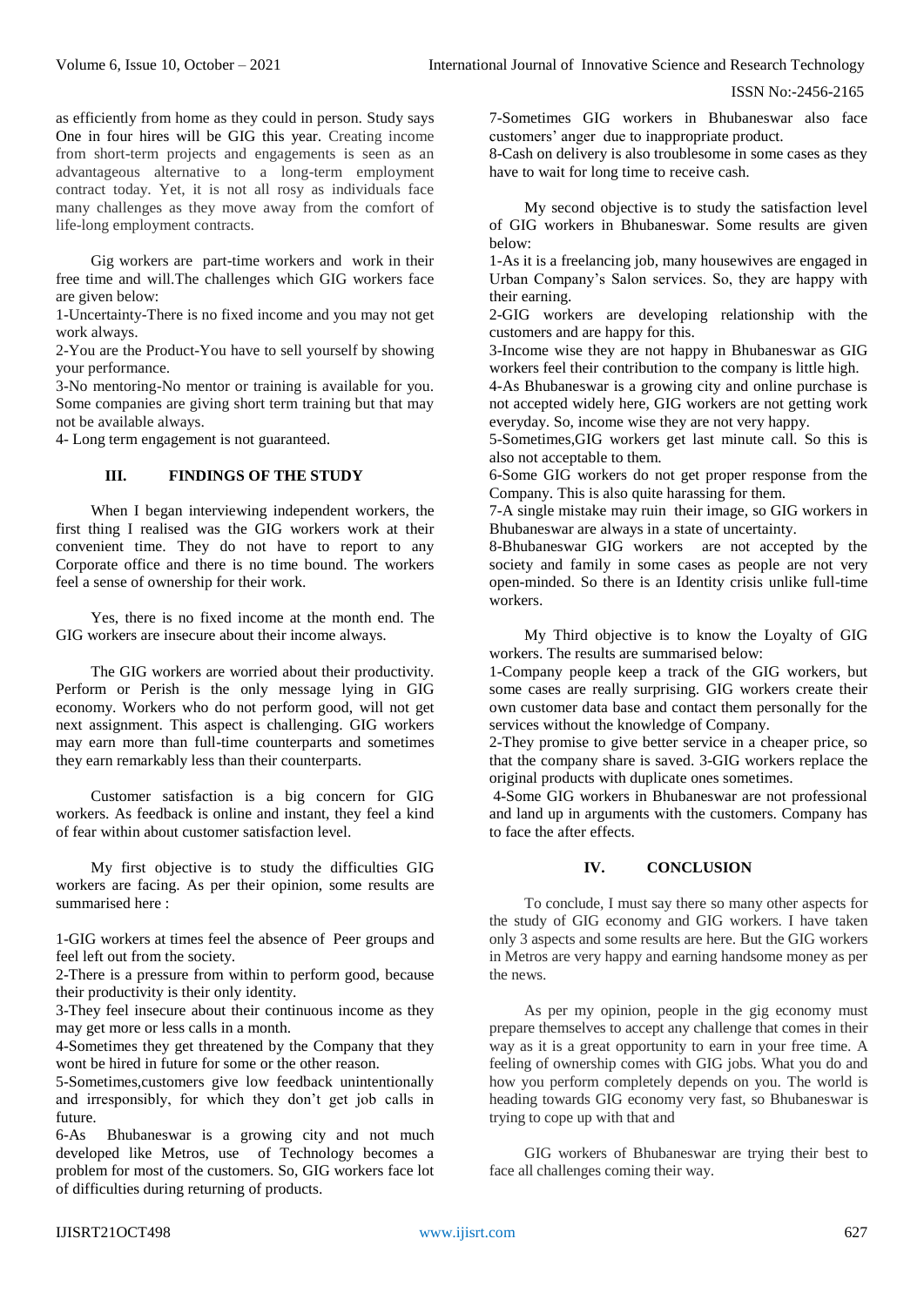as efficiently from home as they could in person. Study says One in four hires will be GIG this year. Creating income from short-term projects and engagements is seen as an advantageous alternative to a long-term employment contract today. Yet, it is not all rosy as individuals face many challenges as they move away from the comfort of life-long employment contracts.

Gig workers are part-time workers and work in their free time and will.The challenges which GIG workers face are given below:

1-Uncertainty-There is no fixed income and you may not get work always.

2-You are the Product-You have to sell yourself by showing your performance.

3-No mentoring-No mentor or training is available for you. Some companies are giving short term training but that may not be available always.

4- Long term engagement is not guaranteed.

## III. FINDINGS OF THE STUDY

When I began interviewing independent workers, the first thing I realised was the GIG workers work at their convenient time. They do not have to report to any Corporate office and there is no time bound. The workers feel a sense of ownership for their work.

Yes, there is no fixed income at the month end. The GIG workers are insecure about their income always.

The GIG workers are worried about their productivity. Perform or Perish is the only message lying in GIG economy. Workers who do not perform good, will not get next assignment. This aspect is challenging. GIG workers may earn more than full-time counterparts and sometimes they earn remarkably less than their counterparts.

Customer satisfaction is a big concern for GIG workers. As feedback is online and instant, they feel a kind of fear within about customer satisfaction level.

My first objective is to study the difficulties GIG workers are facing. As per their opinion, some results are summarised here :

1-GIG workers at times feel the absence of Peer groups and feel left out from the society.

2-There is a pressure from within to perform good, because their productivity is their only identity.

3-They feel insecure about their continuous income as they may get more or less calls in a month.

4-Sometimes they get threatened by the Company that they wont be hired in future for some or the other reason.

5-Sometimes,customers give low feedback unintentionally and irresponsibly, for which they don't get job calls in future.

6-As Bhubaneswar is a growing city and not much developed like Metros, use of Technology becomes a problem for most of the customers. So, GIG workers face lot of difficulties during returning of products.

7-Sometimes GIG workers in Bhubaneswar also face customers' anger due to inappropriate product.

8-Cash on delivery is also troublesome in some cases as they have to wait for long time to receive cash.

My second objective is to study the satisfaction level of GIG workers in Bhubaneswar. Some results are given below:

1-As it is a freelancing job, many housewives are engaged in Urban Company's Salon services. So, they are happy with their earning.

2-GIG workers are developing relationship with the customers and are happy for this.

3-Income wise they are not happy in Bhubaneswar as GIG workers feel their contribution to the company is little high.

4-As Bhubaneswar is a growing city and online purchase is not accepted widely here, GIG workers are not getting work everyday. So, income wise they are not very happy.

5-Sometimes,GIG workers get last minute call. So this is also not acceptable to them.

6-Some GIG workers do not get proper response from the Company. This is also quite harassing for them.

7-A single mistake may ruin their image, so GIG workers in Bhubaneswar are always in a state of uncertainty.

8-Bhubaneswar GIG workers are not accepted by the society and family in some cases as people are not very open-minded. So there is an Identity crisis unlike full-time workers.

My Third objective is to know the Loyalty of GIG workers. The results are summarised below:

1-Company people keep a track of the GIG workers, but some cases are really surprising. GIG workers create their own customer data base and contact them personally for the services without the knowledge of Company.

2-They promise to give better service in a cheaper price, so that the company share is saved. 3-GIG workers replace the original products with duplicate ones sometimes.

4-Some GIG workers in Bhubaneswar are not professional and land up in arguments with the customers. Company has to face the after effects.

## IV. CONCLUSION

To conclude, I must say there so many other aspects for the study of GIG economy and GIG workers. I have taken only 3 aspects and some results are here. But the GIG workers in Metros are very happy and earning handsome money as per the news.

As per my opinion, people in the gig economy must prepare themselves to accept any challenge that comes in their way as it is a great opportunity to earn in your free time. A feeling of ownership comes with GIG jobs. What you do and how you perform completely depends on you. The world is heading towards GIG economy very fast, so Bhubaneswar is trying to cope up with that and

GIG workers of Bhubaneswar are trying their best to face all challenges coming their way.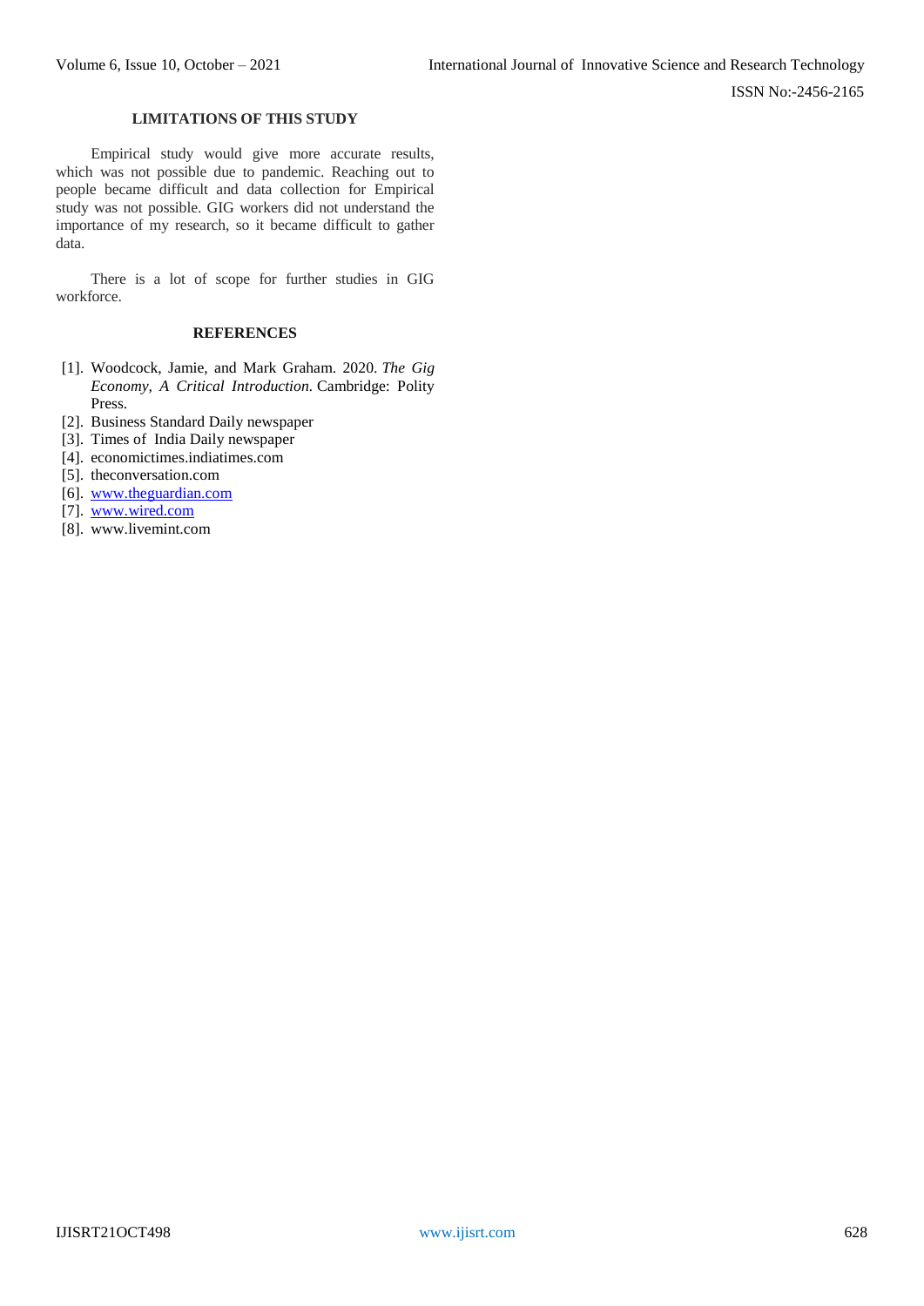## LIMITATIONS OF THIS STUDY

Empirical study would give more accurate results, which was not possible due to pandemic. Reaching out to people became difficult and data collection for Empirical study was not possible. GIG workers did not understand the importance of my research, so it became difficult to gather data.

There is a lot of scope for further studies in GIG workforce.

## REFERENCES

- [1]. Woodcock, Jamie, and Mark Graham. 2020. *The Gig Economy, A Critical Introduction.* Cambridge: Polity Press.
- [2]. Business Standard Daily newspaper
- [3]. Times of India Daily newspaper
- [4]. economictimes.indiatimes.com
- [5]. theconversation.com
- [6]. www.theguardian.com
- [7]. www.wired.com
- [8]. www.livemint.com